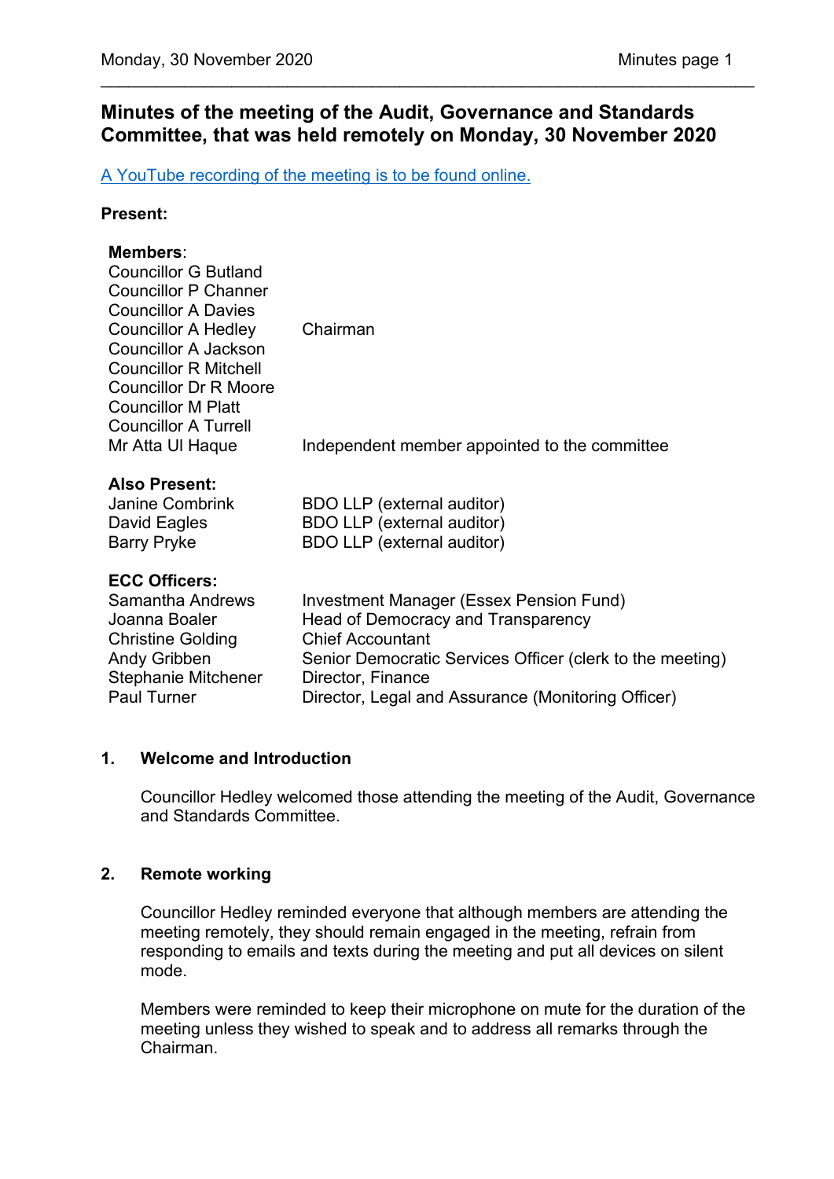# Minutes of the meeting of the Audit, Governance and Standards Committee, that was held remotely on Monday, 30 November 2020

[A YouTube recording of the meeting is to be found online.]

**Present:**

**Members**:

| | |
|---|---|
| Councillor G Butland | |
| Councillor P Channer | |
| Councillor A Davies | |
| Councillor A Hedley | Chairman |
| Councillor A Jackson | |
| Councillor R Mitchell | |
| Councillor Dr R Moore | |
| Councillor M Platt | |
| Councillor A Turrell | |
| Mr Atta Ul Haque | Independent member appointed to the committee |

**Also Present:**

| | |
|---|---|
| Janine Combrink | BDO LLP (external auditor) |
| David Eagles | BDO LLP (external auditor) |
| Barry Pryke | BDO LLP (external auditor) |

**ECC Officers:**

| | |
|---|---|
| Samantha Andrews | Investment Manager (Essex Pension Fund) |
| Joanna Boaler | Head of Democracy and Transparency |
| Christine Golding | Chief Accountant |
| Andy Gribben | Senior Democratic Services Officer (clerk to the meeting) |
| Stephanie Mitchener | Director, Finance |
| Paul Turner | Director, Legal and Assurance (Monitoring Officer) |

## 1. Welcome and Introduction

Councillor Hedley welcomed those attending the meeting of the Audit, Governance and Standards Committee.

## 2. Remote working

Councillor Hedley reminded everyone that although members are attending the meeting remotely, they should remain engaged in the meeting, refrain from responding to emails and texts during the meeting and put all devices on silent mode.

Members were reminded to keep their microphone on mute for the duration of the meeting unless they wished to speak and to address all remarks through the Chairman.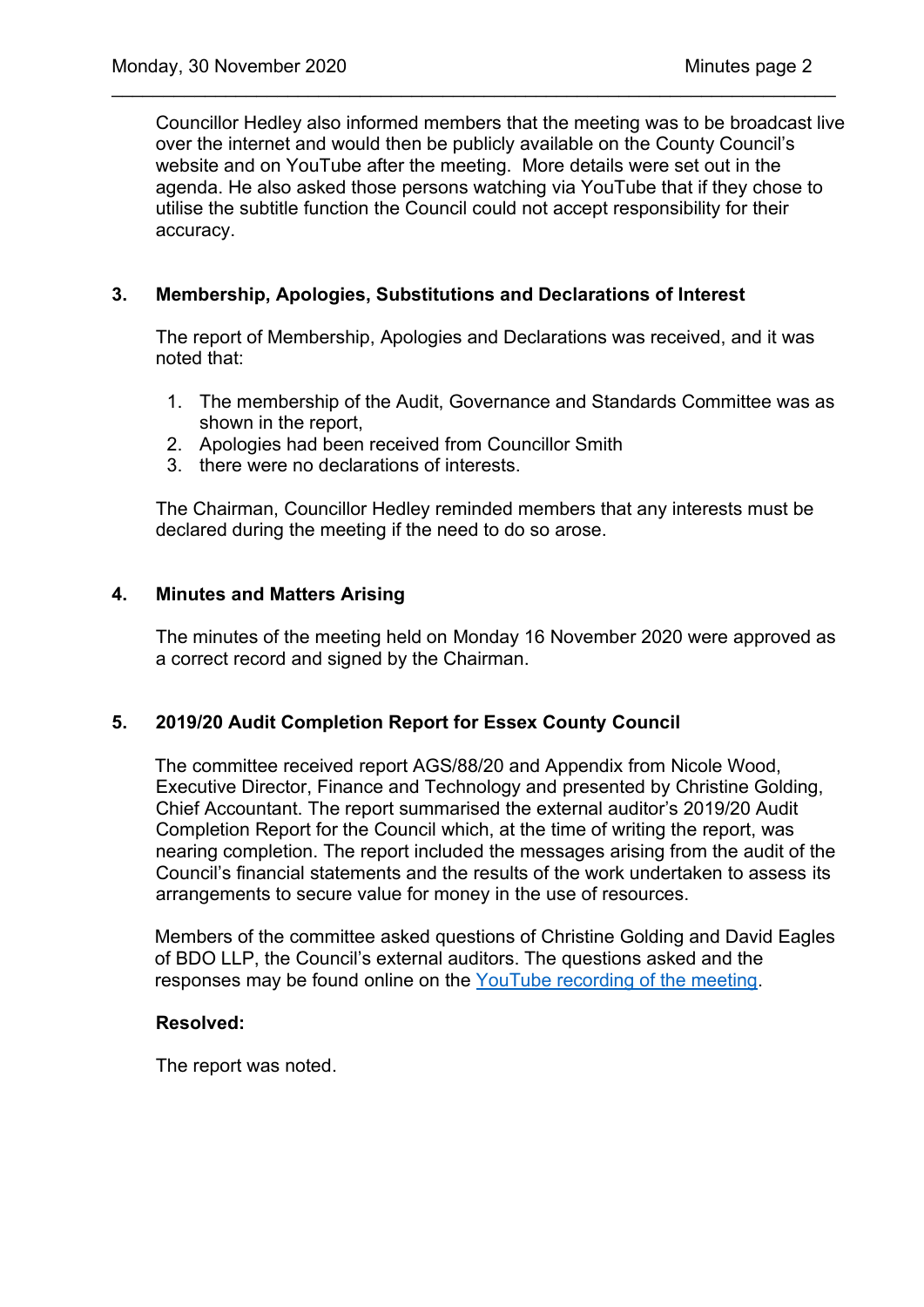Councillor Hedley also informed members that the meeting was to be broadcast live over the internet and would then be publicly available on the County Council's website and on YouTube after the meeting. More details were set out in the agenda. He also asked those persons watching via YouTube that if they chose to utilise the subtitle function the Council could not accept responsibility for their accuracy.

## 3. Membership, Apologies, Substitutions and Declarations of Interest

The report of Membership, Apologies and Declarations was received, and it was noted that:

1. The membership of the Audit, Governance and Standards Committee was as shown in the report,
2. Apologies had been received from Councillor Smith
3. there were no declarations of interests.

The Chairman, Councillor Hedley reminded members that any interests must be declared during the meeting if the need to do so arose.

## 4. Minutes and Matters Arising

The minutes of the meeting held on Monday 16 November 2020 were approved as a correct record and signed by the Chairman.

## 5. 2019/20 Audit Completion Report for Essex County Council

The committee received report AGS/88/20 and Appendix from Nicole Wood, Executive Director, Finance and Technology and presented by Christine Golding, Chief Accountant. The report summarised the external auditor's 2019/20 Audit Completion Report for the Council which, at the time of writing the report, was nearing completion. The report included the messages arising from the audit of the Council's financial statements and the results of the work undertaken to assess its arrangements to secure value for money in the use of resources.

Members of the committee asked questions of Christine Golding and David Eagles of BDO LLP, the Council's external auditors. The questions asked and the responses may be found online on the YouTube recording of the meeting.

**Resolved:**

The report was noted.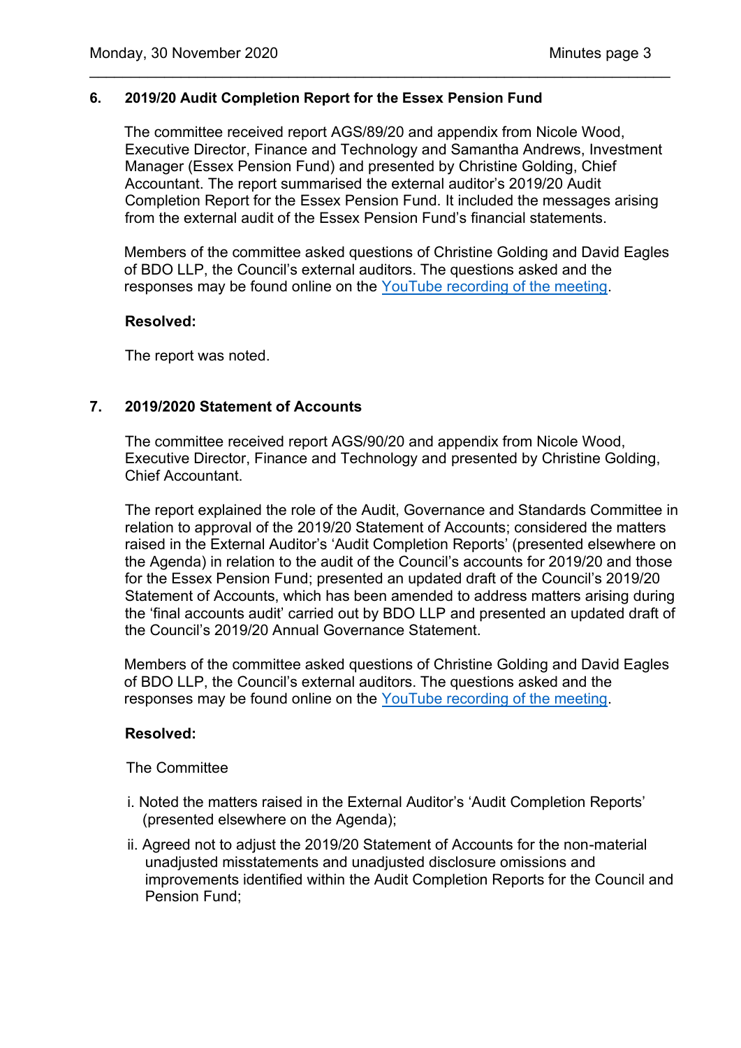### 6. 2019/20 Audit Completion Report for the Essex Pension Fund

The committee received report AGS/89/20 and appendix from Nicole Wood, Executive Director, Finance and Technology and Samantha Andrews, Investment Manager (Essex Pension Fund) and presented by Christine Golding, Chief Accountant. The report summarised the external auditor's 2019/20 Audit Completion Report for the Essex Pension Fund. It included the messages arising from the external audit of the Essex Pension Fund's financial statements.

Members of the committee asked questions of Christine Golding and David Eagles of BDO LLP, the Council's external auditors. The questions asked and the responses may be found online on the YouTube recording of the meeting.

**Resolved:**

The report was noted.

### 7. 2019/2020 Statement of Accounts

The committee received report AGS/90/20 and appendix from Nicole Wood, Executive Director, Finance and Technology and presented by Christine Golding, Chief Accountant.

The report explained the role of the Audit, Governance and Standards Committee in relation to approval of the 2019/20 Statement of Accounts; considered the matters raised in the External Auditor's 'Audit Completion Reports' (presented elsewhere on the Agenda) in relation to the audit of the Council's accounts for 2019/20 and those for the Essex Pension Fund; presented an updated draft of the Council's 2019/20 Statement of Accounts, which has been amended to address matters arising during the 'final accounts audit' carried out by BDO LLP and presented an updated draft of the Council's 2019/20 Annual Governance Statement.

Members of the committee asked questions of Christine Golding and David Eagles of BDO LLP, the Council's external auditors. The questions asked and the responses may be found online on the YouTube recording of the meeting.

**Resolved:**

The Committee

i. Noted the matters raised in the External Auditor's 'Audit Completion Reports' (presented elsewhere on the Agenda);

ii. Agreed not to adjust the 2019/20 Statement of Accounts for the non-material unadjusted misstatements and unadjusted disclosure omissions and improvements identified within the Audit Completion Reports for the Council and Pension Fund;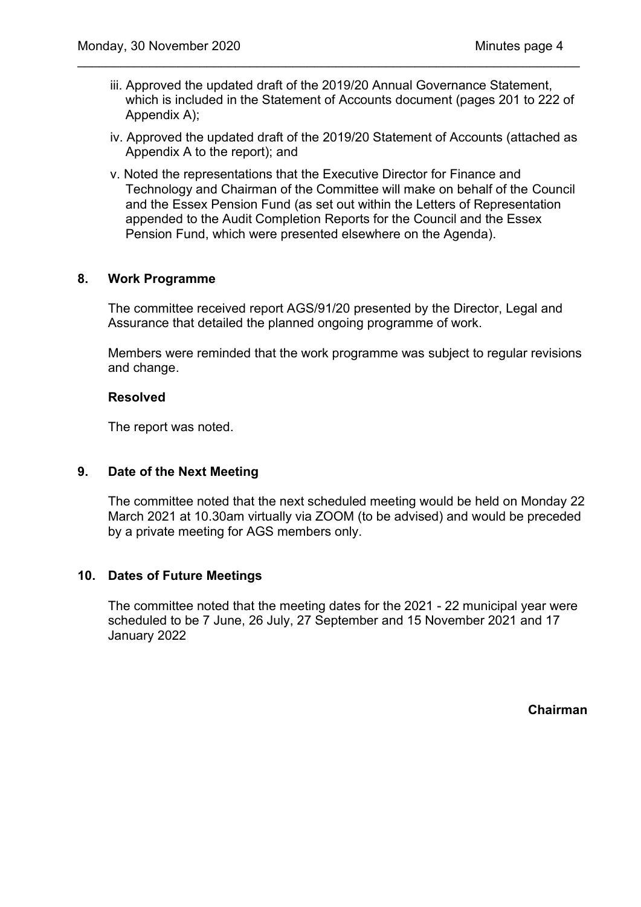iii. Approved the updated draft of the 2019/20 Annual Governance Statement, which is included in the Statement of Accounts document (pages 201 to 222 of Appendix A);

iv. Approved the updated draft of the 2019/20 Statement of Accounts (attached as Appendix A to the report); and

v. Noted the representations that the Executive Director for Finance and Technology and Chairman of the Committee will make on behalf of the Council and the Essex Pension Fund (as set out within the Letters of Representation appended to the Audit Completion Reports for the Council and the Essex Pension Fund, which were presented elsewhere on the Agenda).

## 8. Work Programme

The committee received report AGS/91/20 presented by the Director, Legal and Assurance that detailed the planned ongoing programme of work.

Members were reminded that the work programme was subject to regular revisions and change.

**Resolved**

The report was noted.

## 9. Date of the Next Meeting

The committee noted that the next scheduled meeting would be held on Monday 22 March 2021 at 10.30am virtually via ZOOM (to be advised) and would be preceded by a private meeting for AGS members only.

## 10. Dates of Future Meetings

The committee noted that the meeting dates for the 2021 - 22 municipal year were scheduled to be 7 June, 26 July, 27 September and 15 November 2021 and 17 January 2022

**Chairman**